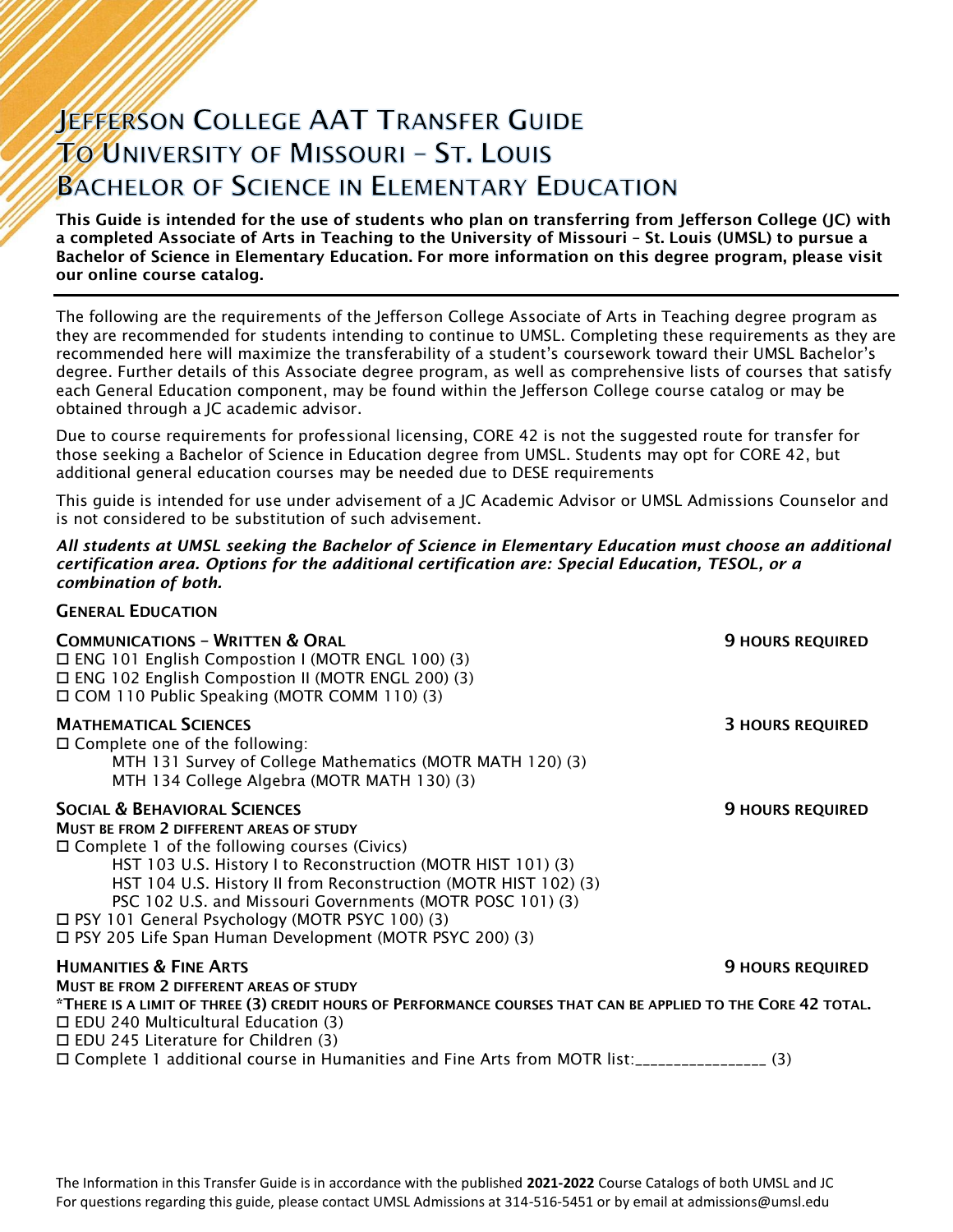# Jefferson College AAT Transfer Guide To University of Missouri – St. Louis Bachelor of Science in Elementary Education

**This Guide is intended for the use of students who plan on transferring from Jefferson College (JC) with a completed Associate of Arts in Teaching to the University of Missouri – St. Louis (UMSL) to pursue a Bachelor of Science in Elementary Education. For more information on this degree program, please visit our online course catalog.**

---

The following are the requirements of the Jefferson College Associate of Arts in Teaching degree program as they are recommended for students intending to continue to UMSL. Completing these requirements as they are recommended here will maximize the transferability of a student's coursework toward their UMSL Bachelor's degree. Further details of this Associate degree program, as well as comprehensive lists of courses that satisfy each General Education component, may be found within the Jefferson College course catalog or may be obtained through a JC academic advisor.

Due to course requirements for professional licensing, CORE 42 is not the suggested route for transfer for those seeking a Bachelor of Science in Education degree from UMSL. Students may opt for CORE 42, but additional general education courses may be needed due to DESE requirements

This guide is intended for use under advisement of a JC Academic Advisor or UMSL Admissions Counselor and is not considered to be substitution of such advisement.

***All students at UMSL seeking the Bachelor of Science in Elementary Education must choose an additional certification area. Options for the additional certification are: Special Education, TESOL, or a combination of both.***

## General Education

### Communications – Written & Oral — 9 hours required

- ☐ ENG 101 English Compostion I (MOTR ENGL 100) (3)
- ☐ ENG 102 English Compostion II (MOTR ENGL 200) (3)
- ☐ COM 110 Public Speaking (MOTR COMM 110) (3)

### Mathematical Sciences — 3 hours required

- ☐ Complete one of the following:
  - MTH 131 Survey of College Mathematics (MOTR MATH 120) (3)
  - MTH 134 College Algebra (MOTR MATH 130) (3)

### Social & Behavioral Sciences — 9 hours required

**Must be from 2 different areas of study**

- ☐ Complete 1 of the following courses (Civics)
  - HST 103 U.S. History I to Reconstruction (MOTR HIST 101) (3)
  - HST 104 U.S. History II from Reconstruction (MOTR HIST 102) (3)
  - PSC 102 U.S. and Missouri Governments (MOTR POSC 101) (3)
- ☐ PSY 101 General Psychology (MOTR PSYC 100) (3)
- ☐ PSY 205 Life Span Human Development (MOTR PSYC 200) (3)

### Humanities & Fine Arts — 9 hours required

**Must be from 2 different areas of study**

***There is a limit of three (3) credit hours of Performance courses that can be applied to the Core 42 total.**

- ☐ EDU 240 Multicultural Education (3)
- ☐ EDU 245 Literature for Children (3)
- ☐ Complete 1 additional course in Humanities and Fine Arts from MOTR list:_________________ (3)

The Information in this Transfer Guide is in accordance with the published **2021-2022** Course Catalogs of both UMSL and JC
For questions regarding this guide, please contact UMSL Admissions at 314-516-5451 or by email at admissions@umsl.edu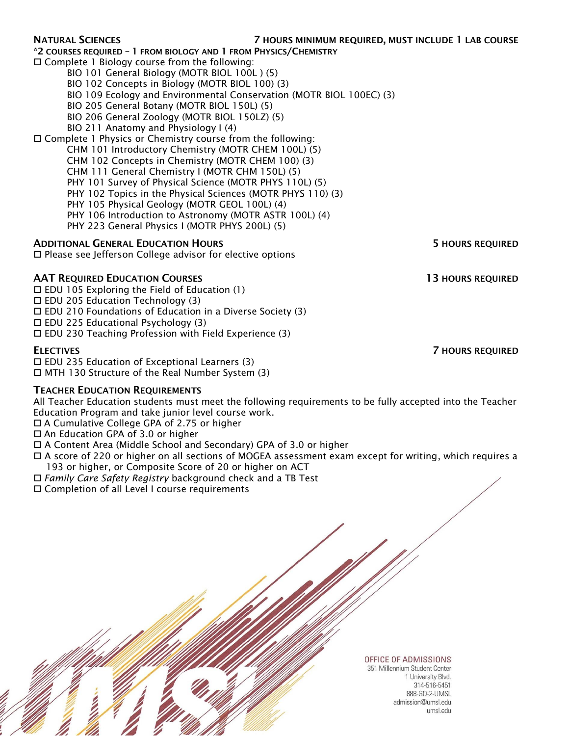## Natural Sciences — 7 hours minimum required, must include 1 lab course

***2 courses required – 1 from biology and 1 from Physics/Chemistry**

- ☐ Complete 1 Biology course from the following:
  - BIO 101 General Biology (MOTR BIOL 100L ) (5)
  - BIO 102 Concepts in Biology (MOTR BIOL 100) (3)
  - BIO 109 Ecology and Environmental Conservation (MOTR BIOL 100EC) (3)
  - BIO 205 General Botany (MOTR BIOL 150L) (5)
  - BIO 206 General Zoology (MOTR BIOL 150LZ) (5)
  - BIO 211 Anatomy and Physiology I (4)
- ☐ Complete 1 Physics or Chemistry course from the following:
  - CHM 101 Introductory Chemistry (MOTR CHEM 100L) (5)
  - CHM 102 Concepts in Chemistry (MOTR CHEM 100) (3)
  - CHM 111 General Chemistry I (MOTR CHM 150L) (5)
  - PHY 101 Survey of Physical Science (MOTR PHYS 110L) (5)
  - PHY 102 Topics in the Physical Sciences (MOTR PHYS 110) (3)
  - PHY 105 Physical Geology (MOTR GEOL 100L) (4)
  - PHY 106 Introduction to Astronomy (MOTR ASTR 100L) (4)
  - PHY 223 General Physics I (MOTR PHYS 200L) (5)

## Additional General Education Hours — 5 hours required

- ☐ Please see Jefferson College advisor for elective options

## AAT Required Education Courses — 13 hours required

- ☐ EDU 105 Exploring the Field of Education (1)
- ☐ EDU 205 Education Technology (3)
- ☐ EDU 210 Foundations of Education in a Diverse Society (3)
- ☐ EDU 225 Educational Psychology (3)
- ☐ EDU 230 Teaching Profession with Field Experience (3)

## Electives — 7 hours required

- ☐ EDU 235 Education of Exceptional Learners (3)
- ☐ MTH 130 Structure of the Real Number System (3)

## Teacher Education Requirements

All Teacher Education students must meet the following requirements to be fully accepted into the Teacher Education Program and take junior level course work.

- ☐ A Cumulative College GPA of 2.75 or higher
- ☐ An Education GPA of 3.0 or higher
- ☐ A Content Area (Middle School and Secondary) GPA of 3.0 or higher
- ☐ A score of 220 or higher on all sections of MOGEA assessment exam except for writing, which requires a 193 or higher, or Composite Score of 20 or higher on ACT
- ☐ *Family Care Safety Registry* background check and a TB Test
- ☐ Completion of all Level I course requirements

OFFICE OF ADMISSIONS
351 Millennium Student Center
1 University Blvd.
314-516-5451
888-GO-2-UMSL
admission@umsl.edu
umsl.edu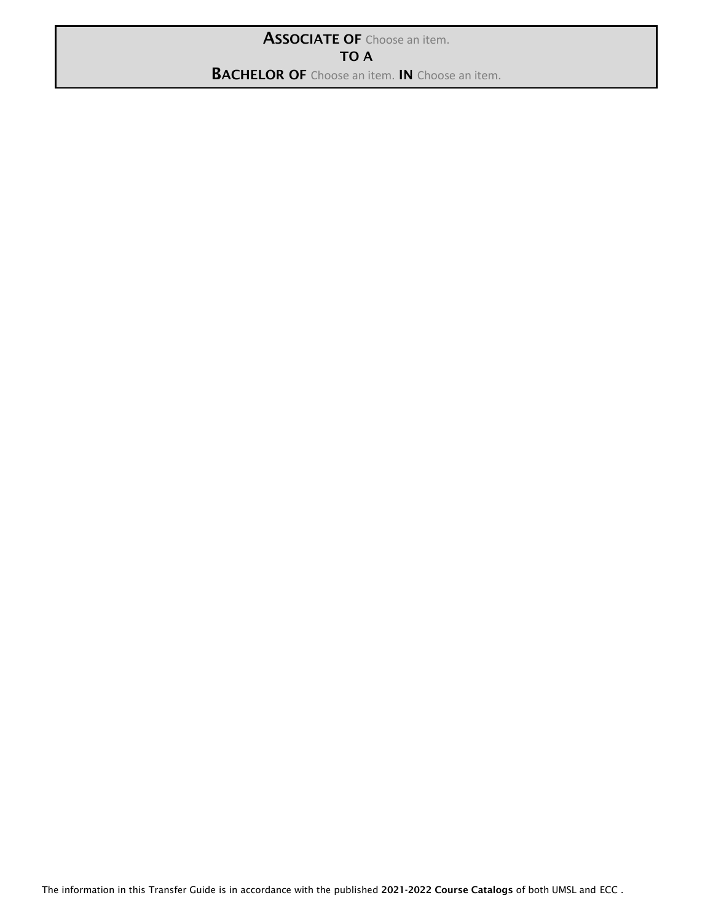**ASSOCIATE OF** Choose an item.

**TO A**

**BACHELOR OF** Choose an item. **IN** Choose an item.

The information in this Transfer Guide is in accordance with the published **2021-2022 Course Catalogs** of both UMSL and ECC .